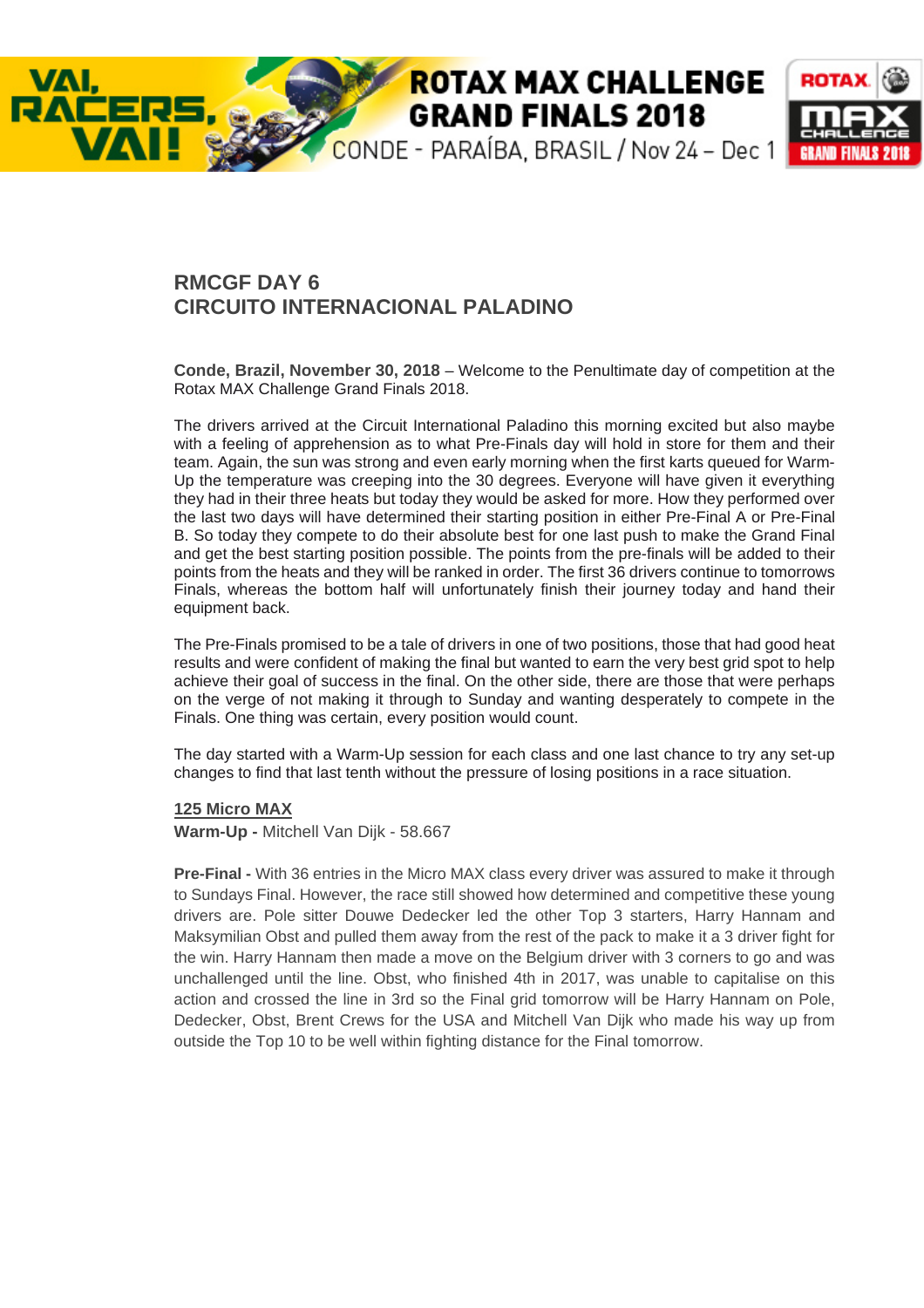# RMCGF DAY 6
# CIRCUITO INTERNACIONAL PALADINO

**Conde, Brazil, November 30, 2018** – Welcome to the Penultimate day of competition at the Rotax MAX Challenge Grand Finals 2018.

The drivers arrived at the Circuit International Paladino this morning excited but also maybe with a feeling of apprehension as to what Pre-Finals day will hold in store for them and their team. Again, the sun was strong and even early morning when the first karts queued for Warm-Up the temperature was creeping into the 30 degrees. Everyone will have given it everything they had in their three heats but today they would be asked for more. How they performed over the last two days will have determined their starting position in either Pre-Final A or Pre-Final B. So today they compete to do their absolute best for one last push to make the Grand Final and get the best starting position possible. The points from the pre-finals will be added to their points from the heats and they will be ranked in order. The first 36 drivers continue to tomorrows Finals, whereas the bottom half will unfortunately finish their journey today and hand their equipment back.

The Pre-Finals promised to be a tale of drivers in one of two positions, those that had good heat results and were confident of making the final but wanted to earn the very best grid spot to help achieve their goal of success in the final. On the other side, there are those that were perhaps on the verge of not making it through to Sunday and wanting desperately to compete in the Finals. One thing was certain, every position would count.

The day started with a Warm-Up session for each class and one last chance to try any set-up changes to find that last tenth without the pressure of losing positions in a race situation.

**125 Micro MAX**

**Warm-Up -** Mitchell Van Dijk - 58.667

**Pre-Final -** With 36 entries in the Micro MAX class every driver was assured to make it through to Sundays Final. However, the race still showed how determined and competitive these young drivers are. Pole sitter Douwe Dedecker led the other Top 3 starters, Harry Hannam and Maksymilian Obst and pulled them away from the rest of the pack to make it a 3 driver fight for the win. Harry Hannam then made a move on the Belgium driver with 3 corners to go and was unchallenged until the line. Obst, who finished 4th in 2017, was unable to capitalise on this action and crossed the line in 3rd so the Final grid tomorrow will be Harry Hannam on Pole, Dedecker, Obst, Brent Crews for the USA and Mitchell Van Dijk who made his way up from outside the Top 10 to be well within fighting distance for the Final tomorrow.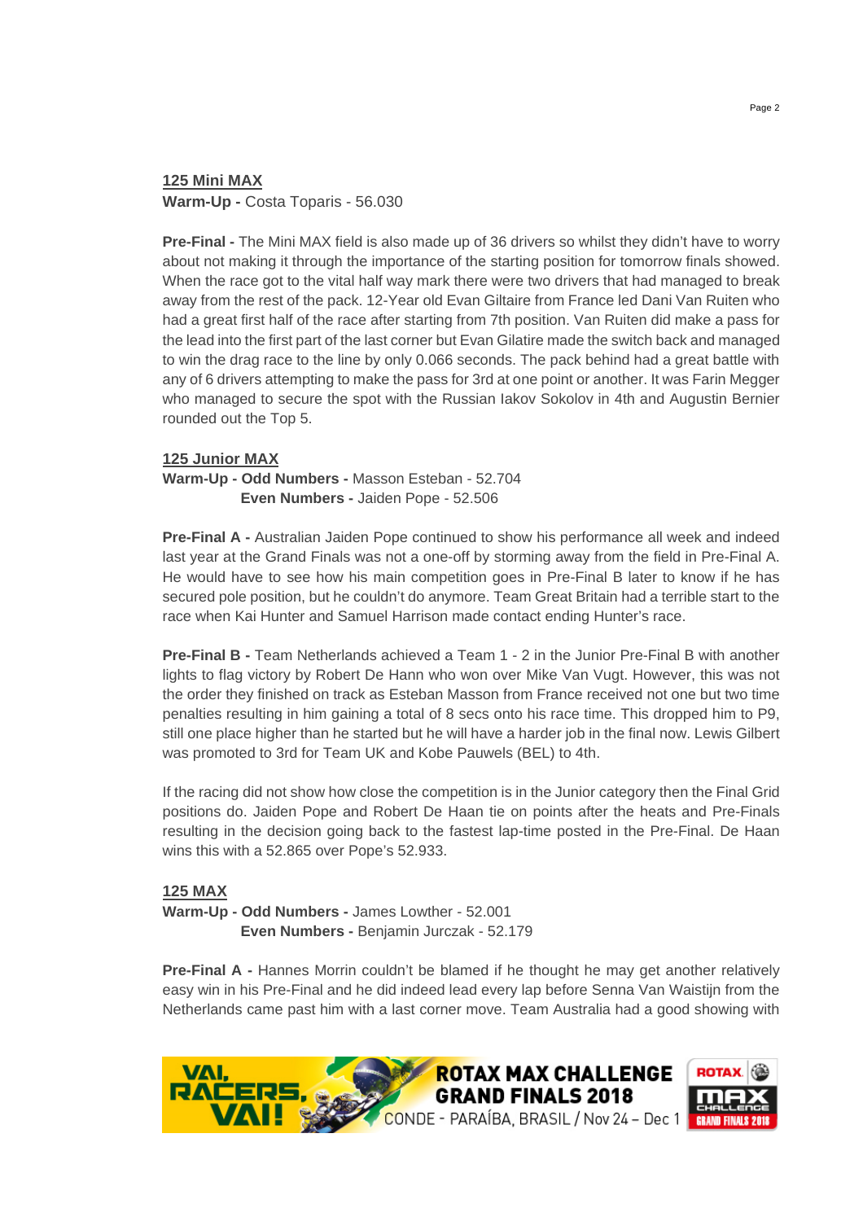**125 Mini MAX**

**Warm-Up -** Costa Toparis - 56.030

**Pre-Final -** The Mini MAX field is also made up of 36 drivers so whilst they didn't have to worry about not making it through the importance of the starting position for tomorrow finals showed. When the race got to the vital half way mark there were two drivers that had managed to break away from the rest of the pack. 12-Year old Evan Giltaire from France led Dani Van Ruiten who had a great first half of the race after starting from 7th position. Van Ruiten did make a pass for the lead into the first part of the last corner but Evan Gilatire made the switch back and managed to win the drag race to the line by only 0.066 seconds. The pack behind had a great battle with any of 6 drivers attempting to make the pass for 3rd at one point or another. It was Farin Megger who managed to secure the spot with the Russian Iakov Sokolov in 4th and Augustin Bernier rounded out the Top 5.

**125 Junior MAX**

**Warm-Up - Odd Numbers -** Masson Esteban - 52.704
**Even Numbers -** Jaiden Pope - 52.506

**Pre-Final A -** Australian Jaiden Pope continued to show his performance all week and indeed last year at the Grand Finals was not a one-off by storming away from the field in Pre-Final A. He would have to see how his main competition goes in Pre-Final B later to know if he has secured pole position, but he couldn't do anymore. Team Great Britain had a terrible start to the race when Kai Hunter and Samuel Harrison made contact ending Hunter's race.

**Pre-Final B -** Team Netherlands achieved a Team 1 - 2 in the Junior Pre-Final B with another lights to flag victory by Robert De Hann who won over Mike Van Vugt. However, this was not the order they finished on track as Esteban Masson from France received not one but two time penalties resulting in him gaining a total of 8 secs onto his race time. This dropped him to P9, still one place higher than he started but he will have a harder job in the final now. Lewis Gilbert was promoted to 3rd for Team UK and Kobe Pauwels (BEL) to 4th.

If the racing did not show how close the competition is in the Junior category then the Final Grid positions do. Jaiden Pope and Robert De Haan tie on points after the heats and Pre-Finals resulting in the decision going back to the fastest lap-time posted in the Pre-Final. De Haan wins this with a 52.865 over Pope's 52.933.

**125 MAX**

**Warm-Up - Odd Numbers -** James Lowther - 52.001
**Even Numbers -** Benjamin Jurczak - 52.179

**Pre-Final A -** Hannes Morrin couldn't be blamed if he thought he may get another relatively easy win in his Pre-Final and he did indeed lead every lap before Senna Van Waistijn from the Netherlands came past him with a last corner move. Team Australia had a good showing with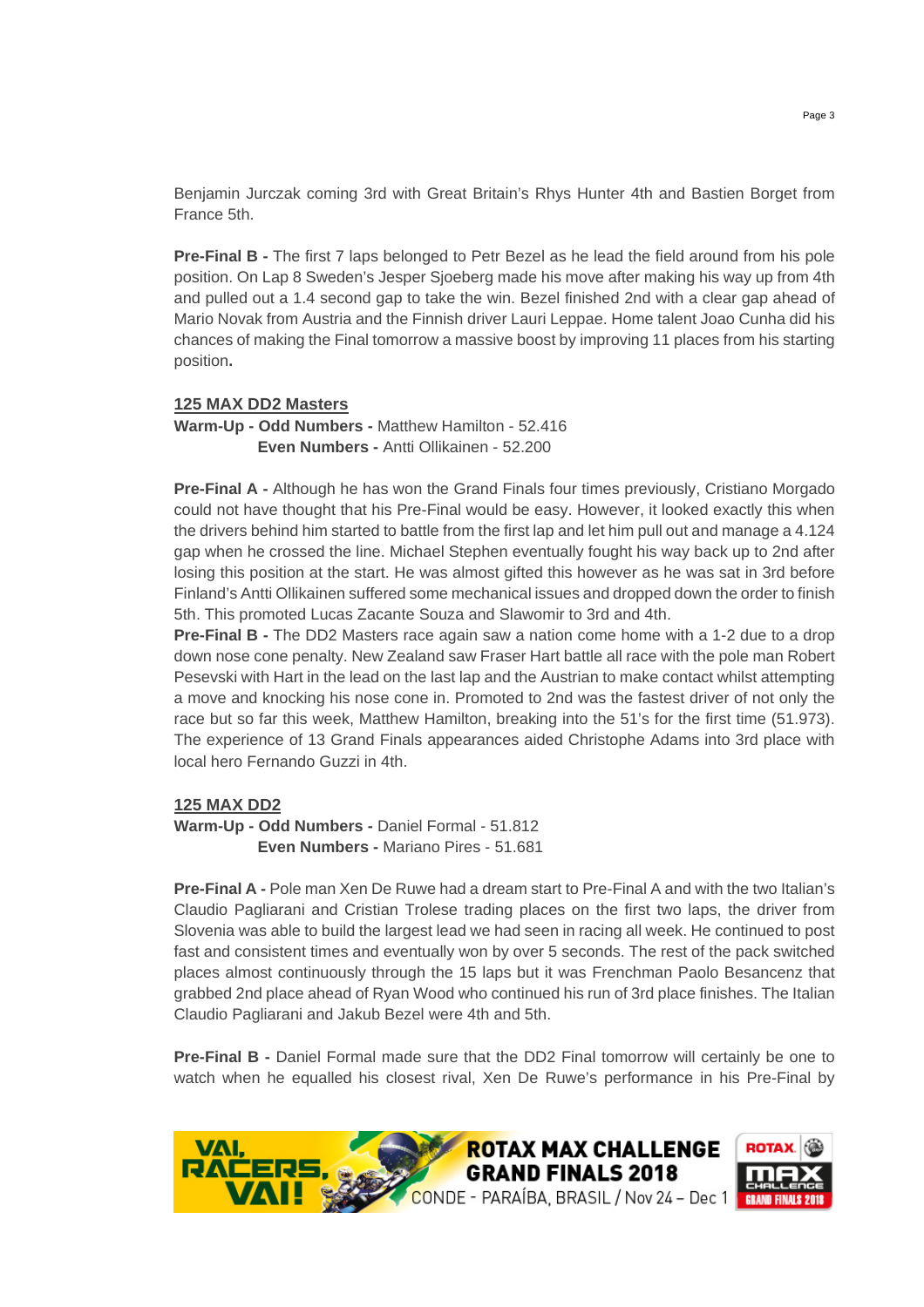Benjamin Jurczak coming 3rd with Great Britain's Rhys Hunter 4th and Bastien Borget from France 5th.

**Pre-Final B -** The first 7 laps belonged to Petr Bezel as he lead the field around from his pole position. On Lap 8 Sweden's Jesper Sjoeberg made his move after making his way up from 4th and pulled out a 1.4 second gap to take the win. Bezel finished 2nd with a clear gap ahead of Mario Novak from Austria and the Finnish driver Lauri Leppae. Home talent Joao Cunha did his chances of making the Final tomorrow a massive boost by improving 11 places from his starting position**.**

**125 MAX DD2 Masters**

**Warm-Up - Odd Numbers -** Matthew Hamilton - 52.416
**Even Numbers -** Antti Ollikainen - 52.200

**Pre-Final A -** Although he has won the Grand Finals four times previously, Cristiano Morgado could not have thought that his Pre-Final would be easy. However, it looked exactly this when the drivers behind him started to battle from the first lap and let him pull out and manage a 4.124 gap when he crossed the line. Michael Stephen eventually fought his way back up to 2nd after losing this position at the start. He was almost gifted this however as he was sat in 3rd before Finland's Antti Ollikainen suffered some mechanical issues and dropped down the order to finish 5th. This promoted Lucas Zacante Souza and Slawomir to 3rd and 4th.

**Pre-Final B -** The DD2 Masters race again saw a nation come home with a 1-2 due to a drop down nose cone penalty. New Zealand saw Fraser Hart battle all race with the pole man Robert Pesevski with Hart in the lead on the last lap and the Austrian to make contact whilst attempting a move and knocking his nose cone in. Promoted to 2nd was the fastest driver of not only the race but so far this week, Matthew Hamilton, breaking into the 51's for the first time (51.973). The experience of 13 Grand Finals appearances aided Christophe Adams into 3rd place with local hero Fernando Guzzi in 4th.

**125 MAX DD2**

**Warm-Up - Odd Numbers -** Daniel Formal - 51.812
**Even Numbers -** Mariano Pires - 51.681

**Pre-Final A -** Pole man Xen De Ruwe had a dream start to Pre-Final A and with the two Italian's Claudio Pagliarani and Cristian Trolese trading places on the first two laps, the driver from Slovenia was able to build the largest lead we had seen in racing all week. He continued to post fast and consistent times and eventually won by over 5 seconds. The rest of the pack switched places almost continuously through the 15 laps but it was Frenchman Paolo Besancenz that grabbed 2nd place ahead of Ryan Wood who continued his run of 3rd place finishes. The Italian Claudio Pagliarani and Jakub Bezel were 4th and 5th.

**Pre-Final B -** Daniel Formal made sure that the DD2 Final tomorrow will certainly be one to watch when he equalled his closest rival, Xen De Ruwe's performance in his Pre-Final by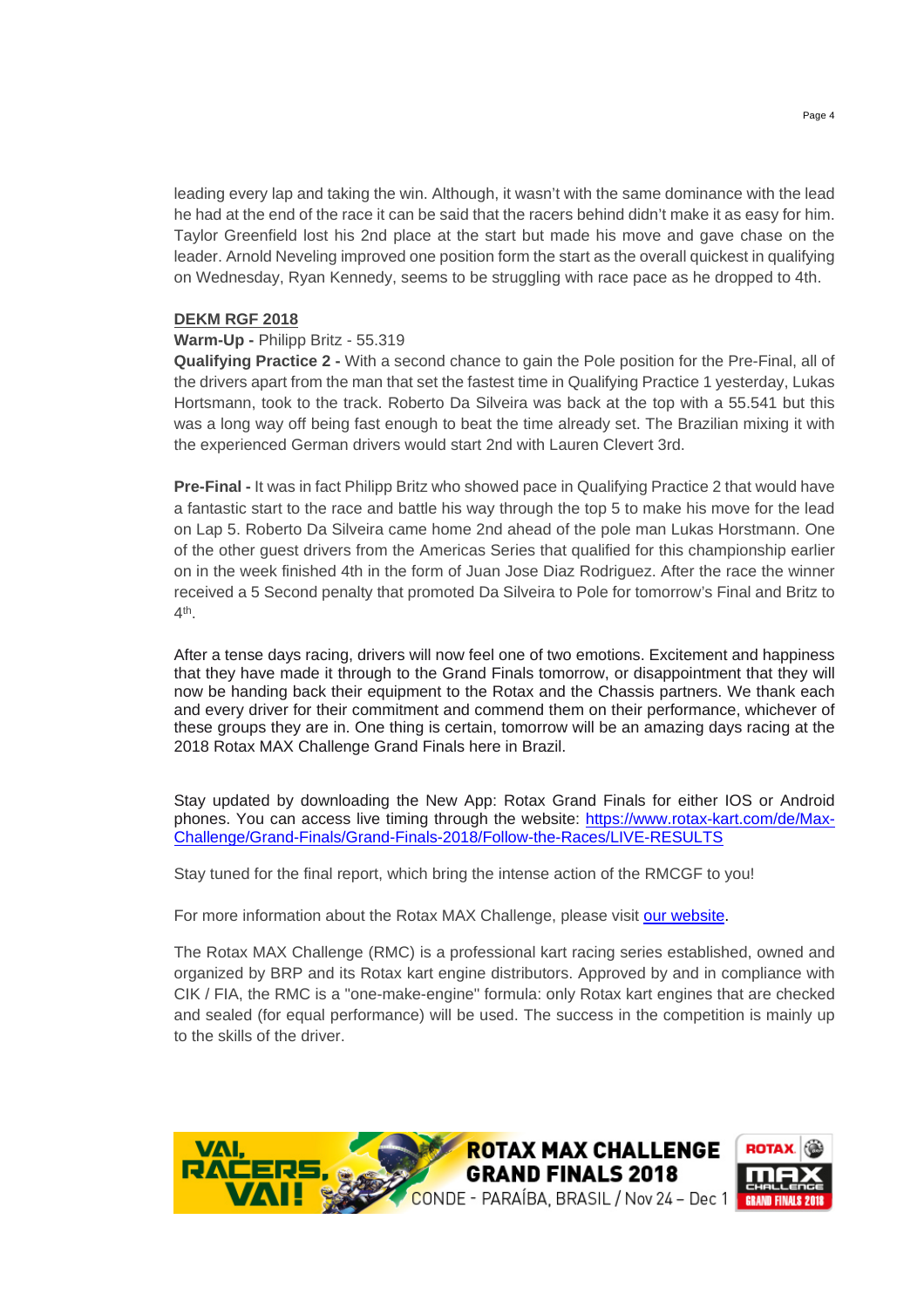leading every lap and taking the win. Although, it wasn't with the same dominance with the lead he had at the end of the race it can be said that the racers behind didn't make it as easy for him. Taylor Greenfield lost his 2nd place at the start but made his move and gave chase on the leader. Arnold Neveling improved one position form the start as the overall quickest in qualifying on Wednesday, Ryan Kennedy, seems to be struggling with race pace as he dropped to 4th.

**DEKM RGF 2018**

**Warm-Up -** Philipp Britz - 55.319

**Qualifying Practice 2 -** With a second chance to gain the Pole position for the Pre-Final, all of the drivers apart from the man that set the fastest time in Qualifying Practice 1 yesterday, Lukas Hortsmann, took to the track. Roberto Da Silveira was back at the top with a 55.541 but this was a long way off being fast enough to beat the time already set. The Brazilian mixing it with the experienced German drivers would start 2nd with Lauren Clevert 3rd.

**Pre-Final -** It was in fact Philipp Britz who showed pace in Qualifying Practice 2 that would have a fantastic start to the race and battle his way through the top 5 to make his move for the lead on Lap 5. Roberto Da Silveira came home 2nd ahead of the pole man Lukas Horstmann. One of the other guest drivers from the Americas Series that qualified for this championship earlier on in the week finished 4th in the form of Juan Jose Diaz Rodriguez. After the race the winner received a 5 Second penalty that promoted Da Silveira to Pole for tomorrow's Final and Britz to 4th.

After a tense days racing, drivers will now feel one of two emotions. Excitement and happiness that they have made it through to the Grand Finals tomorrow, or disappointment that they will now be handing back their equipment to the Rotax and the Chassis partners. We thank each and every driver for their commitment and commend them on their performance, whichever of these groups they are in. One thing is certain, tomorrow will be an amazing days racing at the 2018 Rotax MAX Challenge Grand Finals here in Brazil.

Stay updated by downloading the New App: Rotax Grand Finals for either IOS or Android phones. You can access live timing through the website: https://www.rotax-kart.com/de/Max-Challenge/Grand-Finals/Grand-Finals-2018/Follow-the-Races/LIVE-RESULTS

Stay tuned for the final report, which bring the intense action of the RMCGF to you!

For more information about the Rotax MAX Challenge, please visit our website.

The Rotax MAX Challenge (RMC) is a professional kart racing series established, owned and organized by BRP and its Rotax kart engine distributors. Approved by and in compliance with CIK / FIA, the RMC is a "one-make-engine" formula: only Rotax kart engines that are checked and sealed (for equal performance) will be used. The success in the competition is mainly up to the skills of the driver.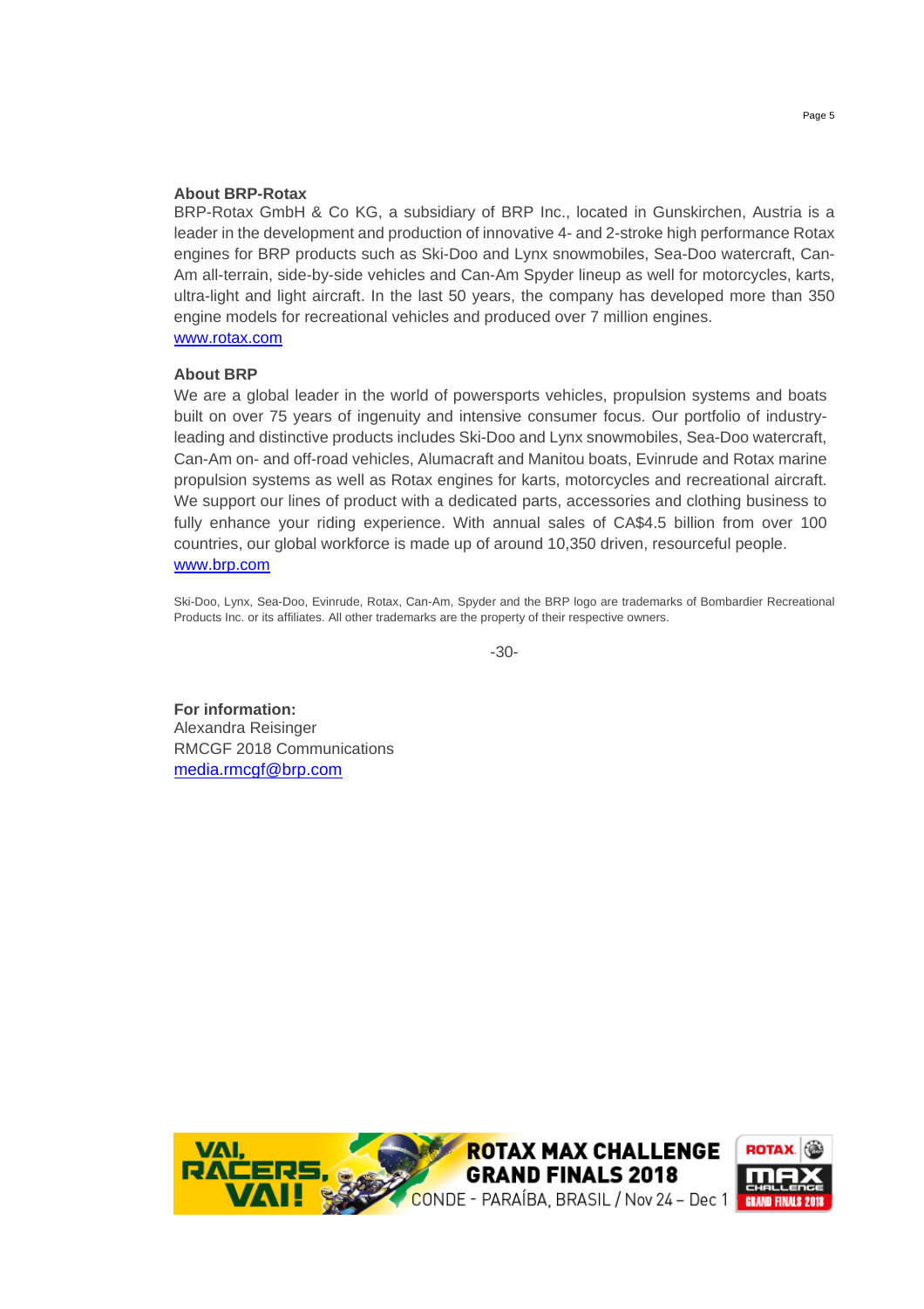**About BRP-Rotax**

BRP-Rotax GmbH & Co KG, a subsidiary of BRP Inc., located in Gunskirchen, Austria is a leader in the development and production of innovative 4- and 2-stroke high performance Rotax engines for BRP products such as Ski-Doo and Lynx snowmobiles, Sea-Doo watercraft, Can-Am all-terrain, side-by-side vehicles and Can-Am Spyder lineup as well for motorcycles, karts, ultra-light and light aircraft. In the last 50 years, the company has developed more than 350 engine models for recreational vehicles and produced over 7 million engines.
www.rotax.com

**About BRP**

We are a global leader in the world of powersports vehicles, propulsion systems and boats built on over 75 years of ingenuity and intensive consumer focus. Our portfolio of industry-leading and distinctive products includes Ski-Doo and Lynx snowmobiles, Sea-Doo watercraft, Can-Am on- and off-road vehicles, Alumacraft and Manitou boats, Evinrude and Rotax marine propulsion systems as well as Rotax engines for karts, motorcycles and recreational aircraft. We support our lines of product with a dedicated parts, accessories and clothing business to fully enhance your riding experience. With annual sales of CA$4.5 billion from over 100 countries, our global workforce is made up of around 10,350 driven, resourceful people.
www.brp.com

Ski-Doo, Lynx, Sea-Doo, Evinrude, Rotax, Can-Am, Spyder and the BRP logo are trademarks of Bombardier Recreational Products Inc. or its affiliates. All other trademarks are the property of their respective owners.

-30-

**For information:**
Alexandra Reisinger
RMCGF 2018 Communications
media.rmcgf@brp.com

VAI, RACERS, VAI! ROTAX MAX CHALLENGE GRAND FINALS 2018
CONDE - PARAÍBA, BRASIL / Nov 24 – Dec 1